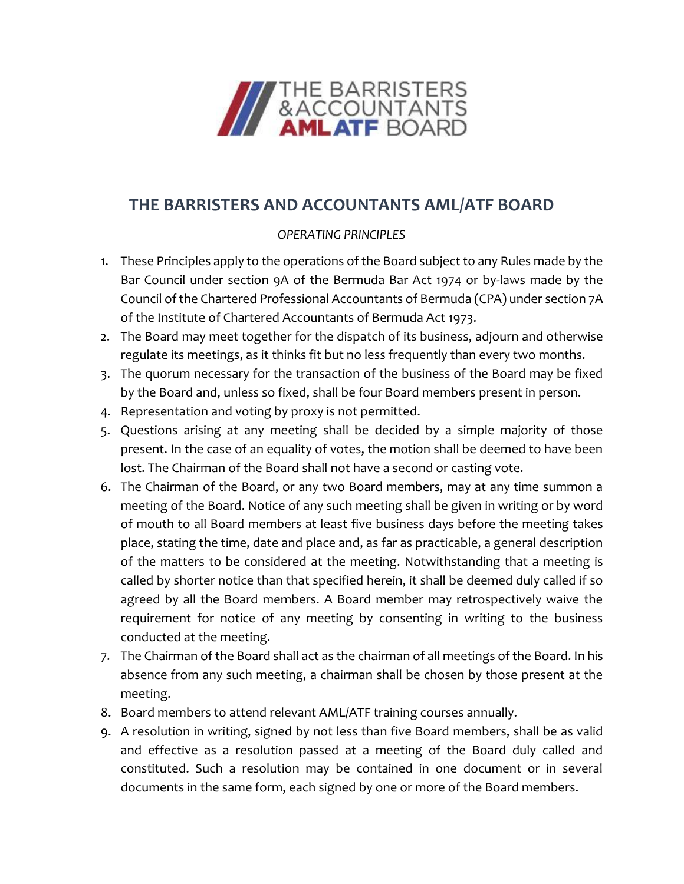# THE BARRISTERS AND ACCOUNTANTS AML/ATF BOARD

*OPERATING PRINCIPLES*

1. These Principles apply to the operations of the Board subject to any Rules made by the Bar Council under section 9A of the Bermuda Bar Act 1974 or by-laws made by the Council of the Chartered Professional Accountants of Bermuda (CPA) under section 7A of the Institute of Chartered Accountants of Bermuda Act 1973.
2. The Board may meet together for the dispatch of its business, adjourn and otherwise regulate its meetings, as it thinks fit but no less frequently than every two months.
3. The quorum necessary for the transaction of the business of the Board may be fixed by the Board and, unless so fixed, shall be four Board members present in person.
4. Representation and voting by proxy is not permitted.
5. Questions arising at any meeting shall be decided by a simple majority of those present. In the case of an equality of votes, the motion shall be deemed to have been lost. The Chairman of the Board shall not have a second or casting vote.
6. The Chairman of the Board, or any two Board members, may at any time summon a meeting of the Board. Notice of any such meeting shall be given in writing or by word of mouth to all Board members at least five business days before the meeting takes place, stating the time, date and place and, as far as practicable, a general description of the matters to be considered at the meeting. Notwithstanding that a meeting is called by shorter notice than that specified herein, it shall be deemed duly called if so agreed by all the Board members. A Board member may retrospectively waive the requirement for notice of any meeting by consenting in writing to the business conducted at the meeting.
7. The Chairman of the Board shall act as the chairman of all meetings of the Board. In his absence from any such meeting, a chairman shall be chosen by those present at the meeting.
8. Board members to attend relevant AML/ATF training courses annually.
9. A resolution in writing, signed by not less than five Board members, shall be as valid and effective as a resolution passed at a meeting of the Board duly called and constituted. Such a resolution may be contained in one document or in several documents in the same form, each signed by one or more of the Board members.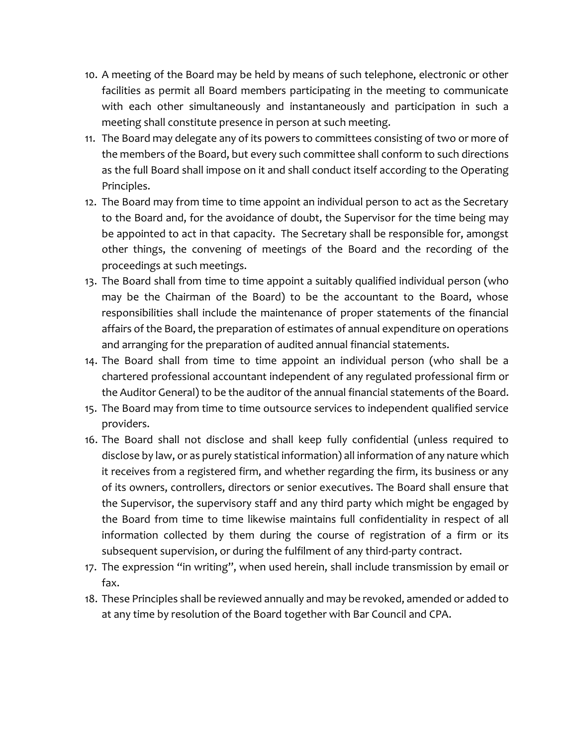10. A meeting of the Board may be held by means of such telephone, electronic or other facilities as permit all Board members participating in the meeting to communicate with each other simultaneously and instantaneously and participation in such a meeting shall constitute presence in person at such meeting.
11. The Board may delegate any of its powers to committees consisting of two or more of the members of the Board, but every such committee shall conform to such directions as the full Board shall impose on it and shall conduct itself according to the Operating Principles.
12. The Board may from time to time appoint an individual person to act as the Secretary to the Board and, for the avoidance of doubt, the Supervisor for the time being may be appointed to act in that capacity. The Secretary shall be responsible for, amongst other things, the convening of meetings of the Board and the recording of the proceedings at such meetings.
13. The Board shall from time to time appoint a suitably qualified individual person (who may be the Chairman of the Board) to be the accountant to the Board, whose responsibilities shall include the maintenance of proper statements of the financial affairs of the Board, the preparation of estimates of annual expenditure on operations and arranging for the preparation of audited annual financial statements.
14. The Board shall from time to time appoint an individual person (who shall be a chartered professional accountant independent of any regulated professional firm or the Auditor General) to be the auditor of the annual financial statements of the Board.
15. The Board may from time to time outsource services to independent qualified service providers.
16. The Board shall not disclose and shall keep fully confidential (unless required to disclose by law, or as purely statistical information) all information of any nature which it receives from a registered firm, and whether regarding the firm, its business or any of its owners, controllers, directors or senior executives. The Board shall ensure that the Supervisor, the supervisory staff and any third party which might be engaged by the Board from time to time likewise maintains full confidentiality in respect of all information collected by them during the course of registration of a firm or its subsequent supervision, or during the fulfilment of any third-party contract.
17. The expression "in writing", when used herein, shall include transmission by email or fax.
18. These Principles shall be reviewed annually and may be revoked, amended or added to at any time by resolution of the Board together with Bar Council and CPA.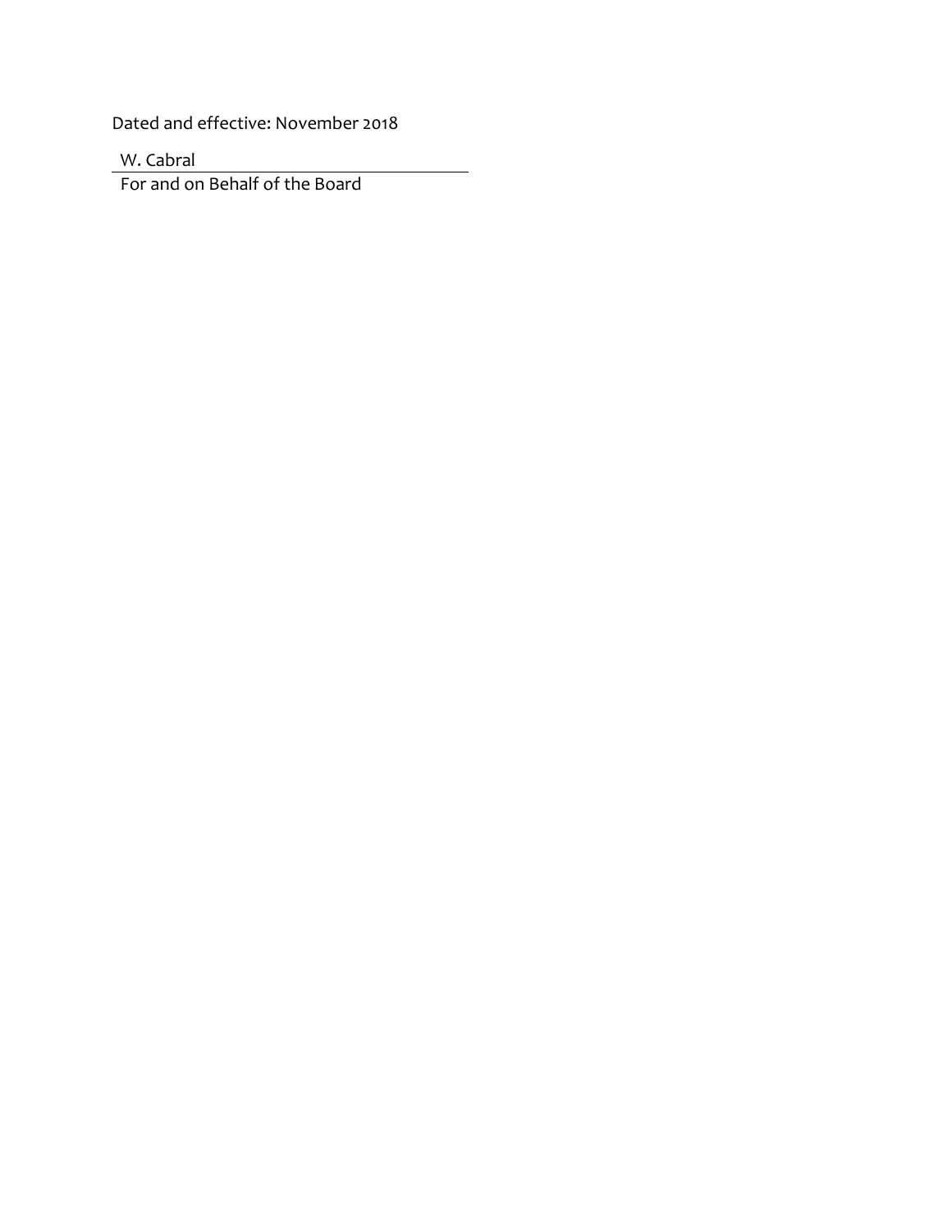Dated and effective: November 2018

W. Cabral

For and on Behalf of the Board